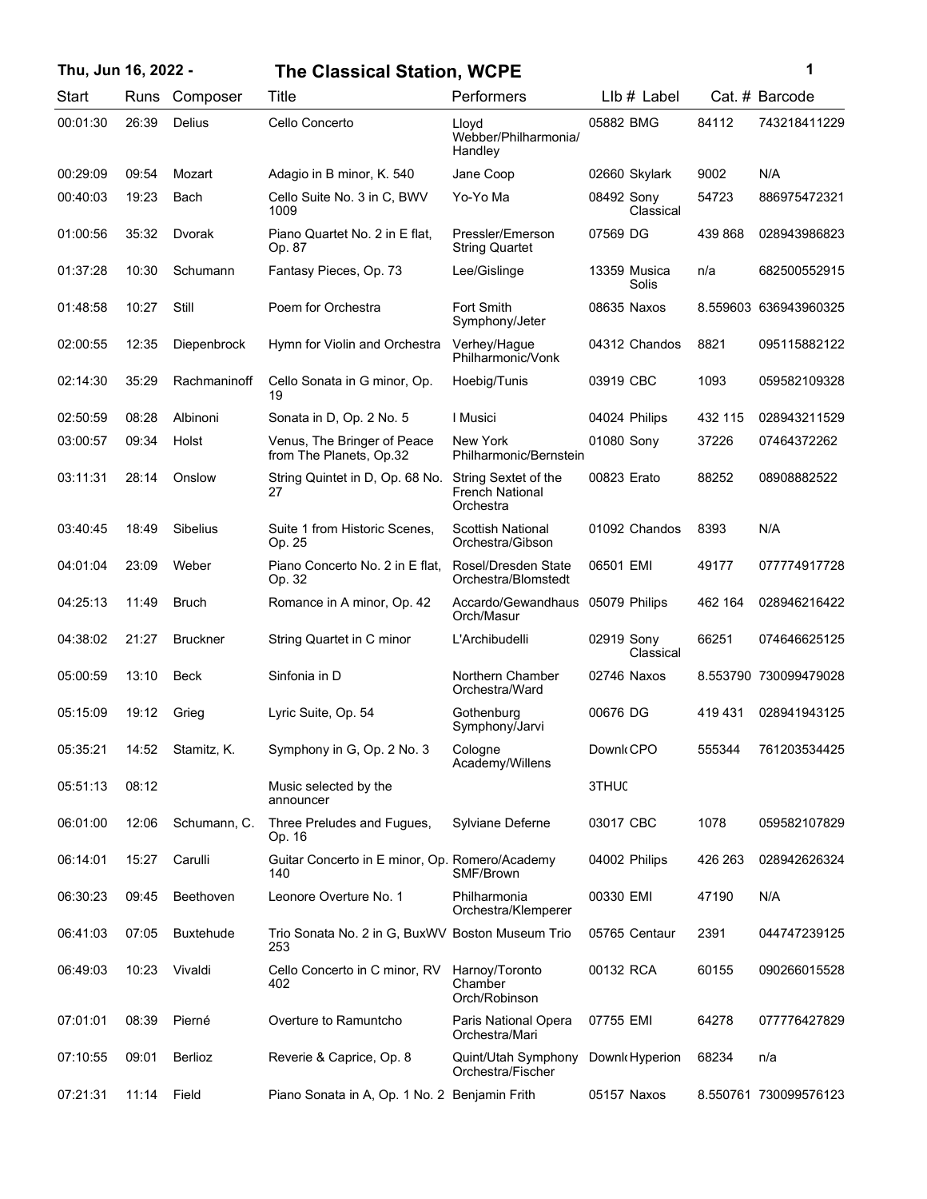# The Classical Station, WCPE

**Thu, Jun 16, 2022 -**

| Start | Runs | Composer | Title | Performers | LIb # | Label | Cat. # | Barcode |
|---|---|---|---|---|---|---|---|---|
| 00:01:30 | 26:39 | Delius | Cello Concerto | Lloyd Webber/Philharmonia/Handley | 05882 | BMG | 84112 | 743218411229 |
| 00:29:09 | 09:54 | Mozart | Adagio in B minor, K. 540 | Jane Coop | 02660 | Skylark | 9002 | N/A |
| 00:40:03 | 19:23 | Bach | Cello Suite No. 3 in C, BWV 1009 | Yo-Yo Ma | 08492 | Sony Classical | 54723 | 886975472321 |
| 01:00:56 | 35:32 | Dvorak | Piano Quartet No. 2 in E flat, Op. 87 | Pressler/Emerson String Quartet | 07569 | DG | 439 868 | 028943986823 |
| 01:37:28 | 10:30 | Schumann | Fantasy Pieces, Op. 73 | Lee/Gislinge | 13359 | Musica Solis | n/a | 682500552915 |
| 01:48:58 | 10:27 | Still | Poem for Orchestra | Fort Smith Symphony/Jeter | 08635 | Naxos | 8.559603 | 636943960325 |
| 02:00:55 | 12:35 | Diepenbrock | Hymn for Violin and Orchestra | Verhey/Hague Philharmonic/Vonk | 04312 | Chandos | 8821 | 095115882122 |
| 02:14:30 | 35:29 | Rachmaninoff | Cello Sonata in G minor, Op. 19 | Hoebig/Tunis | 03919 | CBC | 1093 | 059582109328 |
| 02:50:59 | 08:28 | Albinoni | Sonata in D, Op. 2 No. 5 | I Musici | 04024 | Philips | 432 115 | 028943211529 |
| 03:00:57 | 09:34 | Holst | Venus, The Bringer of Peace from The Planets, Op.32 | New York Philharmonic/Bernstein | 01080 | Sony | 37226 | 07464372262 |
| 03:11:31 | 28:14 | Onslow | String Quintet in D, Op. 68 No. 27 | String Sextet of the French National Orchestra | 00823 | Erato | 88252 | 08908882522 |
| 03:40:45 | 18:49 | Sibelius | Suite 1 from Historic Scenes, Op. 25 | Scottish National Orchestra/Gibson | 01092 | Chandos | 8393 | N/A |
| 04:01:04 | 23:09 | Weber | Piano Concerto No. 2 in E flat, Op. 32 | Rosel/Dresden State Orchestra/Blomstedt | 06501 | EMI | 49177 | 077774917728 |
| 04:25:13 | 11:49 | Bruch | Romance in A minor, Op. 42 | Accardo/Gewandhaus Orch/Masur | 05079 | Philips | 462 164 | 028946216422 |
| 04:38:02 | 21:27 | Bruckner | String Quartet in C minor | L'Archibudelli | 02919 | Sony Classical | 66251 | 074646625125 |
| 05:00:59 | 13:10 | Beck | Sinfonia in D | Northern Chamber Orchestra/Ward | 02746 | Naxos | 8.553790 | 730099479028 |
| 05:15:09 | 19:12 | Grieg | Lyric Suite, Op. 54 | Gothenburg Symphony/Jarvi | 00676 | DG | 419 431 | 028941943125 |
| 05:35:21 | 14:52 | Stamitz, K. | Symphony in G, Op. 2 No. 3 | Cologne Academy/Willens | Downl( | CPO | 555344 | 761203534425 |
| 05:51:13 | 08:12 | | Music selected by the announcer | | 3THU( | | | |
| 06:01:00 | 12:06 | Schumann, C. | Three Preludes and Fugues, Op. 16 | Sylviane Deferne | 03017 | CBC | 1078 | 059582107829 |
| 06:14:01 | 15:27 | Carulli | Guitar Concerto in E minor, Op. 140 | Romero/Academy SMF/Brown | 04002 | Philips | 426 263 | 028942626324 |
| 06:30:23 | 09:45 | Beethoven | Leonore Overture No. 1 | Philharmonia Orchestra/Klemperer | 00330 | EMI | 47190 | N/A |
| 06:41:03 | 07:05 | Buxtehude | Trio Sonata No. 2 in G, BuxWV 253 | Boston Museum Trio | 05765 | Centaur | 2391 | 044747239125 |
| 06:49:03 | 10:23 | Vivaldi | Cello Concerto in C minor, RV 402 | Harnoy/Toronto Chamber Orch/Robinson | 00132 | RCA | 60155 | 090266015528 |
| 07:01:01 | 08:39 | Pierné | Overture to Ramuntcho | Paris National Opera Orchestra/Mari | 07755 | EMI | 64278 | 077776427829 |
| 07:10:55 | 09:01 | Berlioz | Reverie & Caprice, Op. 8 | Quint/Utah Symphony Orchestra/Fischer | Downl( | Hyperion | 68234 | n/a |
| 07:21:31 | 11:14 | Field | Piano Sonata in A, Op. 1 No. 2 | Benjamin Frith | 05157 | Naxos | 8.550761 | 730099576123 |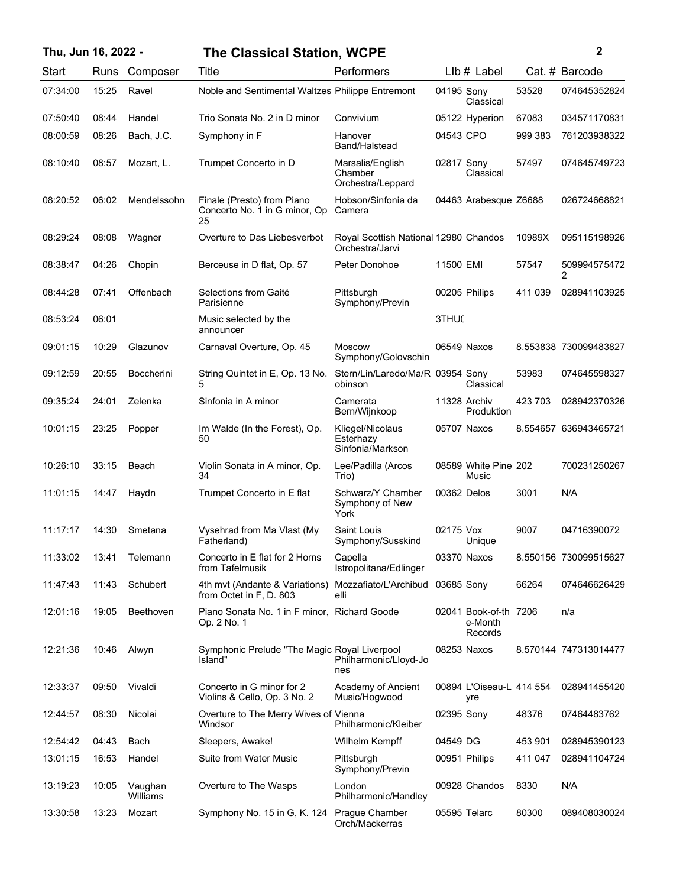**Thu, Jun 16, 2022 - The Classical Station, WCPE**

| Start | Runs | Composer | Title | Performers | Llb # | Label | Cat. # | Barcode |
|---|---|---|---|---|---|---|---|---|
| 07:34:00 | 15:25 | Ravel | Noble and Sentimental Waltzes | Philippe Entremont | 04195 | Sony Classical | 53528 | 074645352824 |
| 07:50:40 | 08:44 | Handel | Trio Sonata No. 2 in D minor | Convivium | 05122 | Hyperion | 67083 | 034571170831 |
| 08:00:59 | 08:26 | Bach, J.C. | Symphony in F | Hanover Band/Halstead | 04543 | CPO | 999 383 | 761203938322 |
| 08:10:40 | 08:57 | Mozart, L. | Trumpet Concerto in D | Marsalis/English Chamber Orchestra/Leppard | 02817 | Sony Classical | 57497 | 074645749723 |
| 08:20:52 | 06:02 | Mendelssohn | Finale (Presto) from Piano Concerto No. 1 in G minor, Op 25 | Hobson/Sinfonia da Camera | 04463 | Arabesque | Z6688 | 026724668821 |
| 08:29:24 | 08:08 | Wagner | Overture to Das Liebesverbot | Royal Scottish National Orchestra/Jarvi | 12980 | Chandos | 10989X | 095115198926 |
| 08:38:47 | 04:26 | Chopin | Berceuse in D flat, Op. 57 | Peter Donohoe | 11500 | EMI | 57547 | 5099945754722 |
| 08:44:28 | 07:41 | Offenbach | Selections from Gaité Parisienne | Pittsburgh Symphony/Previn | 00205 | Philips | 411 039 | 028941103925 |
| 08:53:24 | 06:01 | | Music selected by the announcer | | 3THUC | | | |
| 09:01:15 | 10:29 | Glazunov | Carnaval Overture, Op. 45 | Moscow Symphony/Golovschin | 06549 | Naxos | 8.553838 | 730099483827 |
| 09:12:59 | 20:55 | Boccherini | String Quintet in E, Op. 13 No. 5 | Stern/Lin/Laredo/Ma/Robinson | 03954 | Sony Classical | 53983 | 074645598327 |
| 09:35:24 | 24:01 | Zelenka | Sinfonia in A minor | Camerata Bern/Wijnkoop | 11328 | Archiv Produktion | 423 703 | 028942370326 |
| 10:01:15 | 23:25 | Popper | Im Walde (In the Forest), Op. 50 | Kliegel/Nicolaus Esterhazy Sinfonia/Markson | 05707 | Naxos | 8.554657 | 636943465721 |
| 10:26:10 | 33:15 | Beach | Violin Sonata in A minor, Op. 34 | Lee/Padilla (Arcos Trio) | 08589 | White Pine Music | 202 | 700231250267 |
| 11:01:15 | 14:47 | Haydn | Trumpet Concerto in E flat | Schwarz/Y Chamber Symphony of New York | 00362 | Delos | 3001 | N/A |
| 11:17:17 | 14:30 | Smetana | Vysehrad from Ma Vlast (My Fatherland) | Saint Louis Symphony/Susskind | 02175 | Vox Unique | 9007 | 04716390072 |
| 11:33:02 | 13:41 | Telemann | Concerto in E flat for 2 Horns from Tafelmusik | Capella Istropolitana/Edlinger | 03370 | Naxos | 8.550156 | 730099515627 |
| 11:47:43 | 11:43 | Schubert | 4th mvt (Andante & Variations) from Octet in F, D. 803 | Mozzafiato/L'Archibudelli | 03685 | Sony | 66264 | 074646626429 |
| 12:01:16 | 19:05 | Beethoven | Piano Sonata No. 1 in F minor, Op. 2 No. 1 | Richard Goode | 02041 | Book-of-the-Month Records | 7206 | n/a |
| 12:21:36 | 10:46 | Alwyn | Symphonic Prelude "The Magic Island" | Royal Liverpool Philharmonic/Lloyd-Jones | 08253 | Naxos | 8.570144 | 747313014477 |
| 12:33:37 | 09:50 | Vivaldi | Concerto in G minor for 2 Violins & Cello, Op. 3 No. 2 | Academy of Ancient Music/Hogwood | 00894 | L'Oiseau-Lyre | 414 554 | 028941455420 |
| 12:44:57 | 08:30 | Nicolai | Overture to The Merry Wives of Windsor | Vienna Philharmonic/Kleiber | 02395 | Sony | 48376 | 07464483762 |
| 12:54:42 | 04:43 | Bach | Sleepers, Awake! | Wilhelm Kempff | 04549 | DG | 453 901 | 028945390123 |
| 13:01:15 | 16:53 | Handel | Suite from Water Music | Pittsburgh Symphony/Previn | 00951 | Philips | 411 047 | 028941104724 |
| 13:19:23 | 10:05 | Vaughan Williams | Overture to The Wasps | London Philharmonic/Handley | 00928 | Chandos | 8330 | N/A |
| 13:30:58 | 13:23 | Mozart | Symphony No. 15 in G, K. 124 | Prague Chamber Orch/Mackerras | 05595 | Telarc | 80300 | 089408030024 |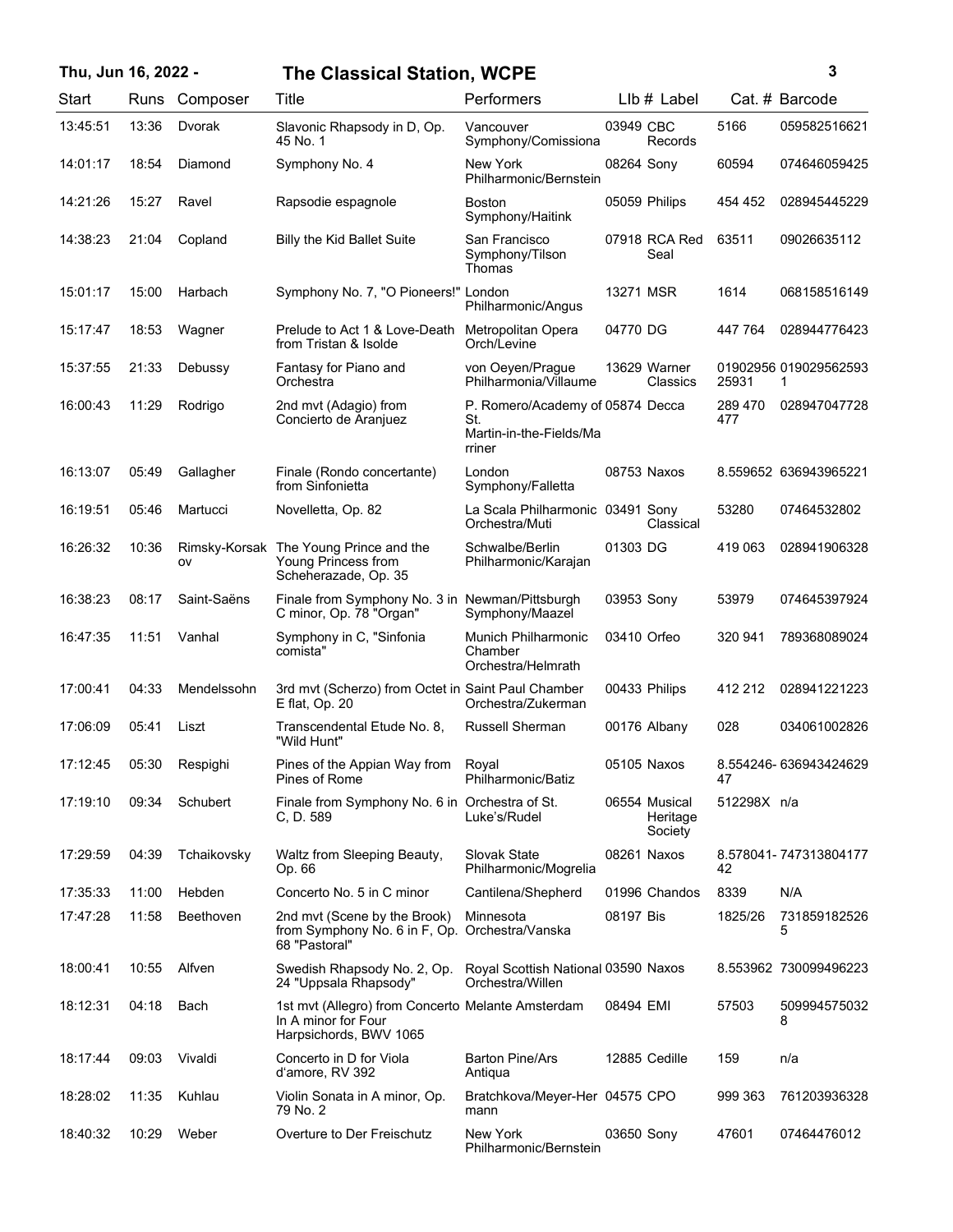| Start | Runs | Composer | Title | Performers | Llb # | Label | Cat. # | Barcode |
|---|---|---|---|---|---|---|---|---|
| 13:45:51 | 13:36 | Dvorak | Slavonic Rhapsody in D, Op. 45 No. 1 | Vancouver Symphony/Comissiona | 03949 | CBC Records | 5166 | 059582516621 |
| 14:01:17 | 18:54 | Diamond | Symphony No. 4 | New York Philharmonic/Bernstein | 08264 | Sony | 60594 | 074646059425 |
| 14:21:26 | 15:27 | Ravel | Rapsodie espagnole | Boston Symphony/Haitink | 05059 | Philips | 454 452 | 028945445229 |
| 14:38:23 | 21:04 | Copland | Billy the Kid Ballet Suite | San Francisco Symphony/Tilson Thomas | 07918 | RCA Red Seal | 63511 | 09026635112 |
| 15:01:17 | 15:00 | Harbach | Symphony No. 7, "O Pioneers!" | London Philharmonic/Angus | 13271 | MSR | 1614 | 068158516149 |
| 15:17:47 | 18:53 | Wagner | Prelude to Act 1 & Love-Death from Tristan & Isolde | Metropolitan Opera Orch/Levine | 04770 | DG | 447 764 | 028944776423 |
| 15:37:55 | 21:33 | Debussy | Fantasy for Piano and Orchestra | von Oeyen/Prague Philharmonia/Villaume | 13629 | Warner Classics | 01902956 25931 | 019029562593 1 |
| 16:00:43 | 11:29 | Rodrigo | 2nd mvt (Adagio) from Concierto de Aranjuez | P. Romero/Academy of St. Martin-in-the-Fields/Marriner | 05874 | Decca | 289 470 477 | 028947047728 |
| 16:13:07 | 05:49 | Gallagher | Finale (Rondo concertante) from Sinfonietta | London Symphony/Falletta | 08753 | Naxos | 8.559652 | 636943965221 |
| 16:19:51 | 05:46 | Martucci | Novelletta, Op. 82 | La Scala Philharmonic Orchestra/Muti | 03491 | Sony Classical | 53280 | 07464532802 |
| 16:26:32 | 10:36 | Rimsky-Korsakov | The Young Prince and the Young Princess from Scheherazade, Op. 35 | Schwalbe/Berlin Philharmonic/Karajan | 01303 | DG | 419 063 | 028941906328 |
| 16:38:23 | 08:17 | Saint-Saëns | Finale from Symphony No. 3 in C minor, Op. 78 "Organ" | Newman/Pittsburgh Symphony/Maazel | 03953 | Sony | 53979 | 074645397924 |
| 16:47:35 | 11:51 | Vanhal | Symphony in C, "Sinfonia comista" | Munich Philharmonic Chamber Orchestra/Helmrath | 03410 | Orfeo | 320 941 | 789368089024 |
| 17:00:41 | 04:33 | Mendelssohn | 3rd mvt (Scherzo) from Octet in E flat, Op. 20 | Saint Paul Chamber Orchestra/Zukerman | 00433 | Philips | 412 212 | 028941221223 |
| 17:06:09 | 05:41 | Liszt | Transcendental Etude No. 8, "Wild Hunt" | Russell Sherman | 00176 | Albany | 028 | 034061002826 |
| 17:12:45 | 05:30 | Respighi | Pines of the Appian Way from Pines of Rome | Royal Philharmonic/Batiz | 05105 | Naxos | 8.554246-47 | 636943424629 |
| 17:19:10 | 09:34 | Schubert | Finale from Symphony No. 6 in C, D. 589 | Orchestra of St. Luke's/Rudel | 06554 | Musical Heritage Society | 512298X | n/a |
| 17:29:59 | 04:39 | Tchaikovsky | Waltz from Sleeping Beauty, Op. 66 | Slovak State Philharmonic/Mogrelia | 08261 | Naxos | 8.578041-42 | 747313804177 |
| 17:35:33 | 11:00 | Hebden | Concerto No. 5 in C minor | Cantilena/Shepherd | 01996 | Chandos | 8339 | N/A |
| 17:47:28 | 11:58 | Beethoven | 2nd mvt (Scene by the Brook) from Symphony No. 6 in F, Op. 68 "Pastoral" | Minnesota Orchestra/Vanska | 08197 | Bis | 1825/26 | 731859182526 5 |
| 18:00:41 | 10:55 | Alfven | Swedish Rhapsody No. 2, Op. 24 "Uppsala Rhapsody" | Royal Scottish National Orchestra/Willen | 03590 | Naxos | 8.553962 | 730099496223 |
| 18:12:31 | 04:18 | Bach | 1st mvt (Allegro) from Concerto In A minor for Four Harpsichords, BWV 1065 | Melante Amsterdam | 08494 | EMI | 57503 | 509994575032 8 |
| 18:17:44 | 09:03 | Vivaldi | Concerto in D for Viola d'amore, RV 392 | Barton Pine/Ars Antiqua | 12885 | Cedille | 159 | n/a |
| 18:28:02 | 11:35 | Kuhlau | Violin Sonata in A minor, Op. 79 No. 2 | Bratchkova/Meyer-Hermann | 04575 | CPO | 999 363 | 761203936328 |
| 18:40:32 | 10:29 | Weber | Overture to Der Freischutz | New York Philharmonic/Bernstein | 03650 | Sony | 47601 | 07464476012 |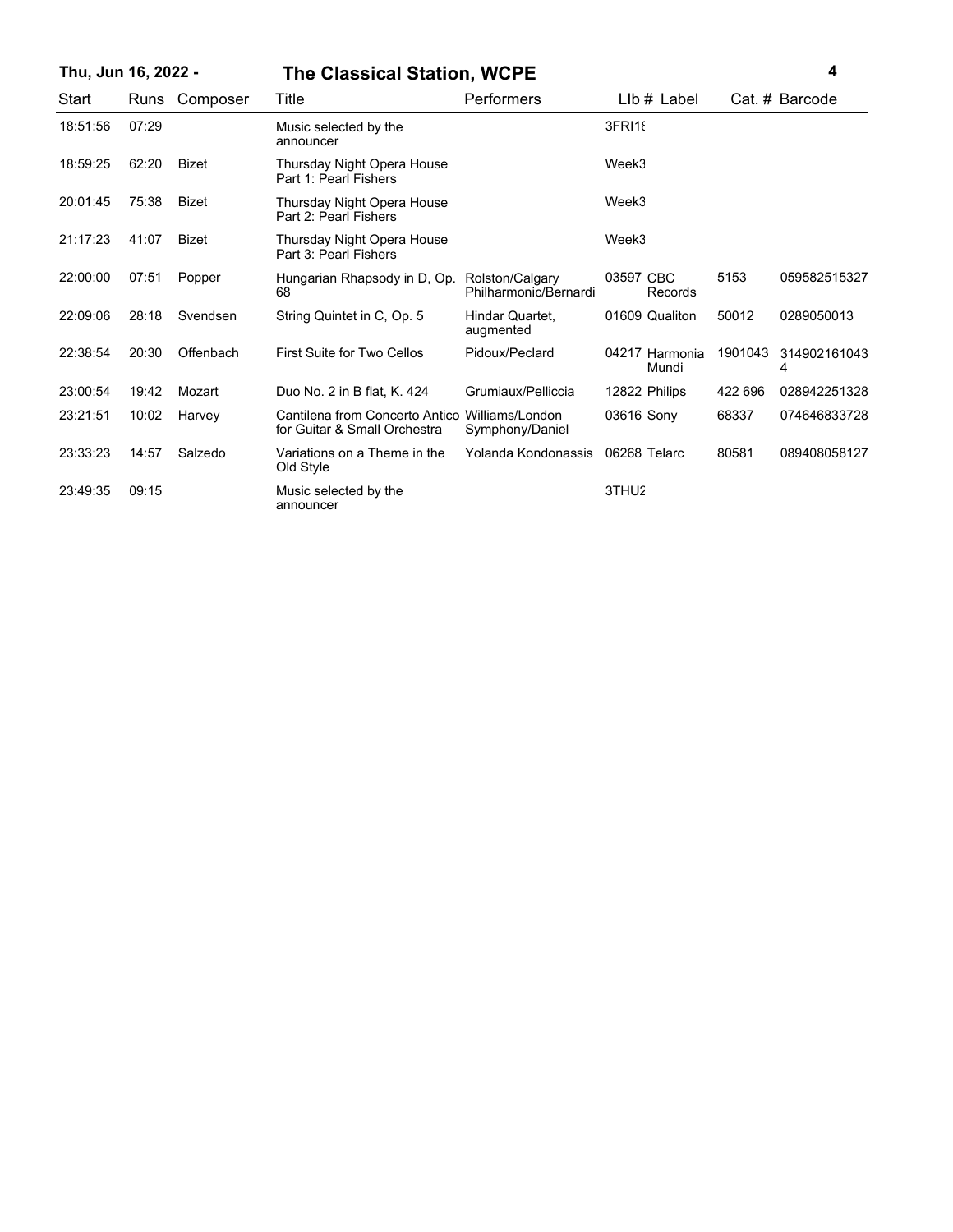**Thu, Jun 16, 2022 -** **The Classical Station, WCPE**

| Start | Runs | Composer | Title | Performers | LIb # | Label | Cat. # | Barcode |
|---|---|---|---|---|---|---|---|---|
| 18:51:56 | 07:29 | | Music selected by the announcer | | 3FRI18 | | | |
| 18:59:25 | 62:20 | Bizet | Thursday Night Opera House Part 1: Pearl Fishers | | Week3 | | | |
| 20:01:45 | 75:38 | Bizet | Thursday Night Opera House Part 2: Pearl Fishers | | Week3 | | | |
| 21:17:23 | 41:07 | Bizet | Thursday Night Opera House Part 3: Pearl Fishers | | Week3 | | | |
| 22:00:00 | 07:51 | Popper | Hungarian Rhapsody in D, Op. 68 | Rolston/Calgary Philharmonic/Bernardi | 03597 | CBC Records | 5153 | 059582515327 |
| 22:09:06 | 28:18 | Svendsen | String Quintet in C, Op. 5 | Hindar Quartet, augmented | 01609 | Qualiton | 50012 | 0289050013 |
| 22:38:54 | 20:30 | Offenbach | First Suite for Two Cellos | Pidoux/Peclard | 04217 | Harmonia Mundi | 1901043 | 3149021610434 |
| 23:00:54 | 19:42 | Mozart | Duo No. 2 in B flat, K. 424 | Grumiaux/Pelliccia | 12822 | Philips | 422 696 | 028942251328 |
| 23:21:51 | 10:02 | Harvey | Cantilena from Concerto Antico for Guitar & Small Orchestra | Williams/London Symphony/Daniel | 03616 | Sony | 68337 | 074646833728 |
| 23:33:23 | 14:57 | Salzedo | Variations on a Theme in the Old Style | Yolanda Kondonassis | 06268 | Telarc | 80581 | 089408058127 |
| 23:49:35 | 09:15 | | Music selected by the announcer | | 3THU2 | | | |